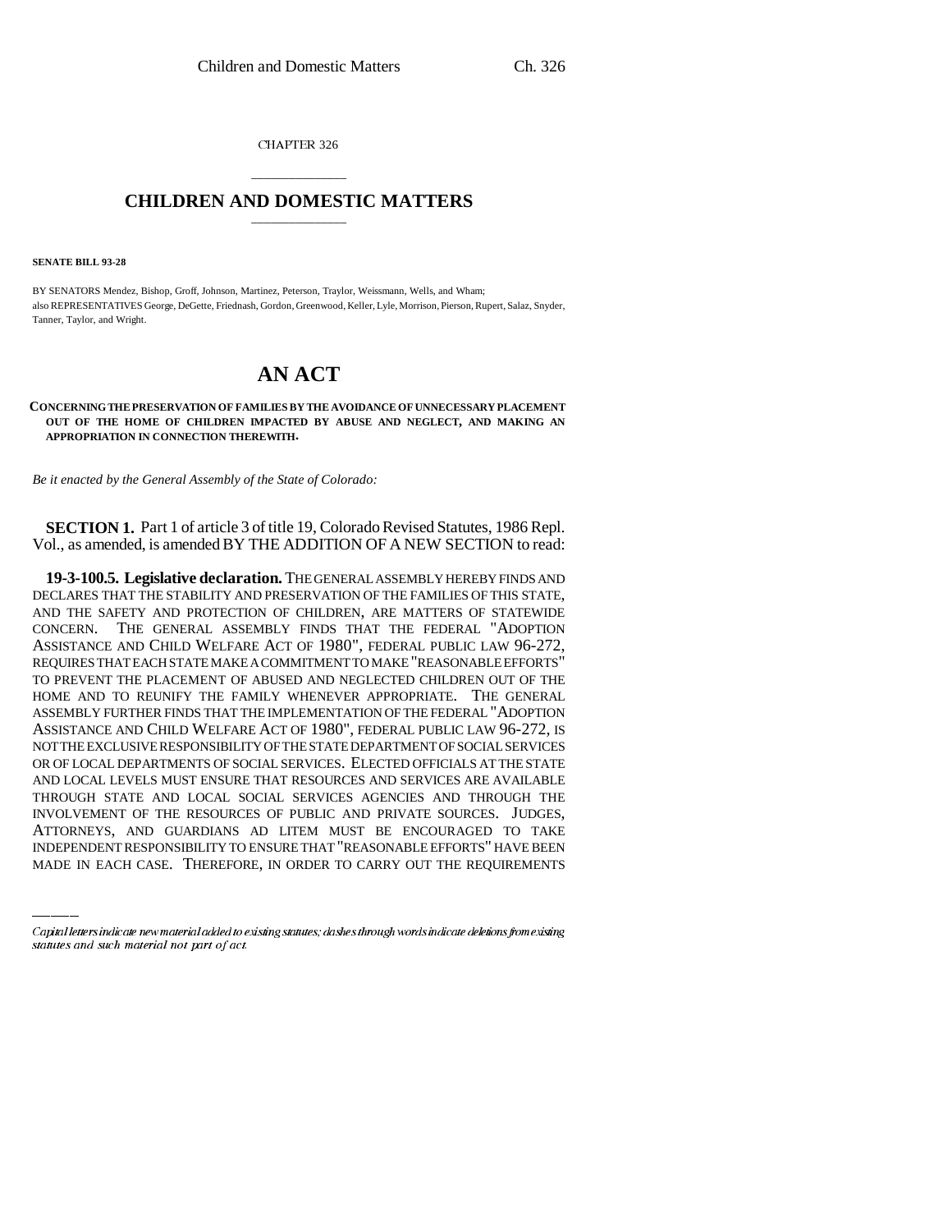CHAPTER 326

# CHILDREN AND DOMESTIC MATTERS

**SENATE BILL 93-28**

BY SENATORS Mendez, Bishop, Groff, Johnson, Martinez, Peterson, Traylor, Weissmann, Wells, and Wham;
also REPRESENTATIVES George, DeGette, Friednash, Gordon, Greenwood, Keller, Lyle, Morrison, Pierson, Rupert, Salaz, Snyder, Tanner, Taylor, and Wright.

# AN ACT

**CONCERNING THE PRESERVATION OF FAMILIES BY THE AVOIDANCE OF UNNECESSARY PLACEMENT OUT OF THE HOME OF CHILDREN IMPACTED BY ABUSE AND NEGLECT, AND MAKING AN APPROPRIATION IN CONNECTION THEREWITH.**

*Be it enacted by the General Assembly of the State of Colorado:*

**SECTION 1.** Part 1 of article 3 of title 19, Colorado Revised Statutes, 1986 Repl. Vol., as amended, is amended BY THE ADDITION OF A NEW SECTION to read:

**19-3-100.5. Legislative declaration.** THE GENERAL ASSEMBLY HEREBY FINDS AND DECLARES THAT THE STABILITY AND PRESERVATION OF THE FAMILIES OF THIS STATE, AND THE SAFETY AND PROTECTION OF CHILDREN, ARE MATTERS OF STATEWIDE CONCERN. THE GENERAL ASSEMBLY FINDS THAT THE FEDERAL "ADOPTION ASSISTANCE AND CHILD WELFARE ACT OF 1980", FEDERAL PUBLIC LAW 96-272, REQUIRES THAT EACH STATE MAKE A COMMITMENT TO MAKE "REASONABLE EFFORTS" TO PREVENT THE PLACEMENT OF ABUSED AND NEGLECTED CHILDREN OUT OF THE HOME AND TO REUNIFY THE FAMILY WHENEVER APPROPRIATE. THE GENERAL ASSEMBLY FURTHER FINDS THAT THE IMPLEMENTATION OF THE FEDERAL "ADOPTION ASSISTANCE AND CHILD WELFARE ACT OF 1980", FEDERAL PUBLIC LAW 96-272, IS NOT THE EXCLUSIVE RESPONSIBILITY OF THE STATE DEPARTMENT OF SOCIAL SERVICES OR OF LOCAL DEPARTMENTS OF SOCIAL SERVICES. ELECTED OFFICIALS AT THE STATE AND LOCAL LEVELS MUST ENSURE THAT RESOURCES AND SERVICES ARE AVAILABLE THROUGH STATE AND LOCAL SOCIAL SERVICES AGENCIES AND THROUGH THE INVOLVEMENT OF THE RESOURCES OF PUBLIC AND PRIVATE SOURCES. JUDGES, ATTORNEYS, AND GUARDIANS AD LITEM MUST BE ENCOURAGED TO TAKE INDEPENDENT RESPONSIBILITY TO ENSURE THAT "REASONABLE EFFORTS" HAVE BEEN MADE IN EACH CASE. THEREFORE, IN ORDER TO CARRY OUT THE REQUIREMENTS

Capital letters indicate new material added to existing statutes; dashes through words indicate deletions from existing statutes and such material not part of act.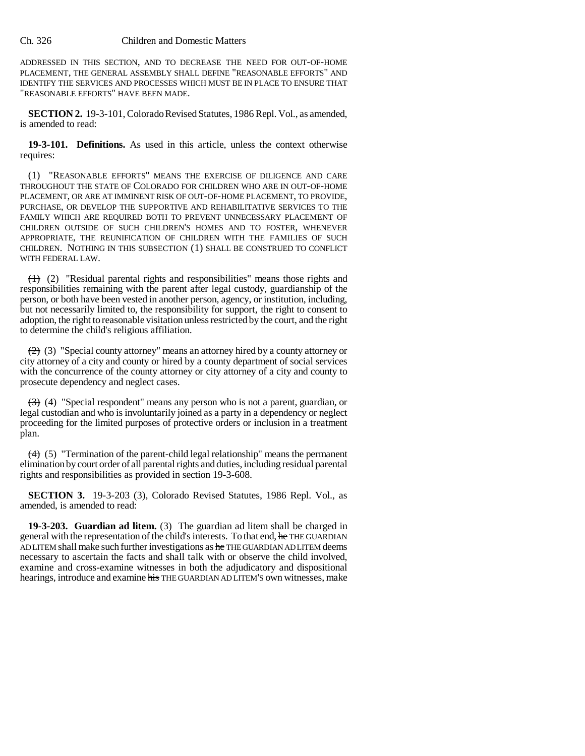ADDRESSED IN THIS SECTION, AND TO DECREASE THE NEED FOR OUT-OF-HOME PLACEMENT, THE GENERAL ASSEMBLY SHALL DEFINE "REASONABLE EFFORTS" AND IDENTIFY THE SERVICES AND PROCESSES WHICH MUST BE IN PLACE TO ENSURE THAT "REASONABLE EFFORTS" HAVE BEEN MADE.

**SECTION 2.** 19-3-101, Colorado Revised Statutes, 1986 Repl. Vol., as amended, is amended to read:

**19-3-101. Definitions.** As used in this article, unless the context otherwise requires:

(1) "REASONABLE EFFORTS" MEANS THE EXERCISE OF DILIGENCE AND CARE THROUGHOUT THE STATE OF COLORADO FOR CHILDREN WHO ARE IN OUT-OF-HOME PLACEMENT, OR ARE AT IMMINENT RISK OF OUT-OF-HOME PLACEMENT, TO PROVIDE, PURCHASE, OR DEVELOP THE SUPPORTIVE AND REHABILITATIVE SERVICES TO THE FAMILY WHICH ARE REQUIRED BOTH TO PREVENT UNNECESSARY PLACEMENT OF CHILDREN OUTSIDE OF SUCH CHILDREN'S HOMES AND TO FOSTER, WHENEVER APPROPRIATE, THE REUNIFICATION OF CHILDREN WITH THE FAMILIES OF SUCH CHILDREN. NOTHING IN THIS SUBSECTION (1) SHALL BE CONSTRUED TO CONFLICT WITH FEDERAL LAW.

~~(1)~~ (2) "Residual parental rights and responsibilities" means those rights and responsibilities remaining with the parent after legal custody, guardianship of the person, or both have been vested in another person, agency, or institution, including, but not necessarily limited to, the responsibility for support, the right to consent to adoption, the right to reasonable visitation unless restricted by the court, and the right to determine the child's religious affiliation.

~~(2)~~ (3) "Special county attorney" means an attorney hired by a county attorney or city attorney of a city and county or hired by a county department of social services with the concurrence of the county attorney or city attorney of a city and county to prosecute dependency and neglect cases.

~~(3)~~ (4) "Special respondent" means any person who is not a parent, guardian, or legal custodian and who is involuntarily joined as a party in a dependency or neglect proceeding for the limited purposes of protective orders or inclusion in a treatment plan.

~~(4)~~ (5) "Termination of the parent-child legal relationship" means the permanent elimination by court order of all parental rights and duties, including residual parental rights and responsibilities as provided in section 19-3-608.

**SECTION 3.** 19-3-203 (3), Colorado Revised Statutes, 1986 Repl. Vol., as amended, is amended to read:

**19-3-203. Guardian ad litem.** (3) The guardian ad litem shall be charged in general with the representation of the child's interests. To that end, ~~he~~ THE GUARDIAN AD LITEM shall make such further investigations as ~~he~~ THE GUARDIAN AD LITEM deems necessary to ascertain the facts and shall talk with or observe the child involved, examine and cross-examine witnesses in both the adjudicatory and dispositional hearings, introduce and examine ~~his~~ THE GUARDIAN AD LITEM'S own witnesses, make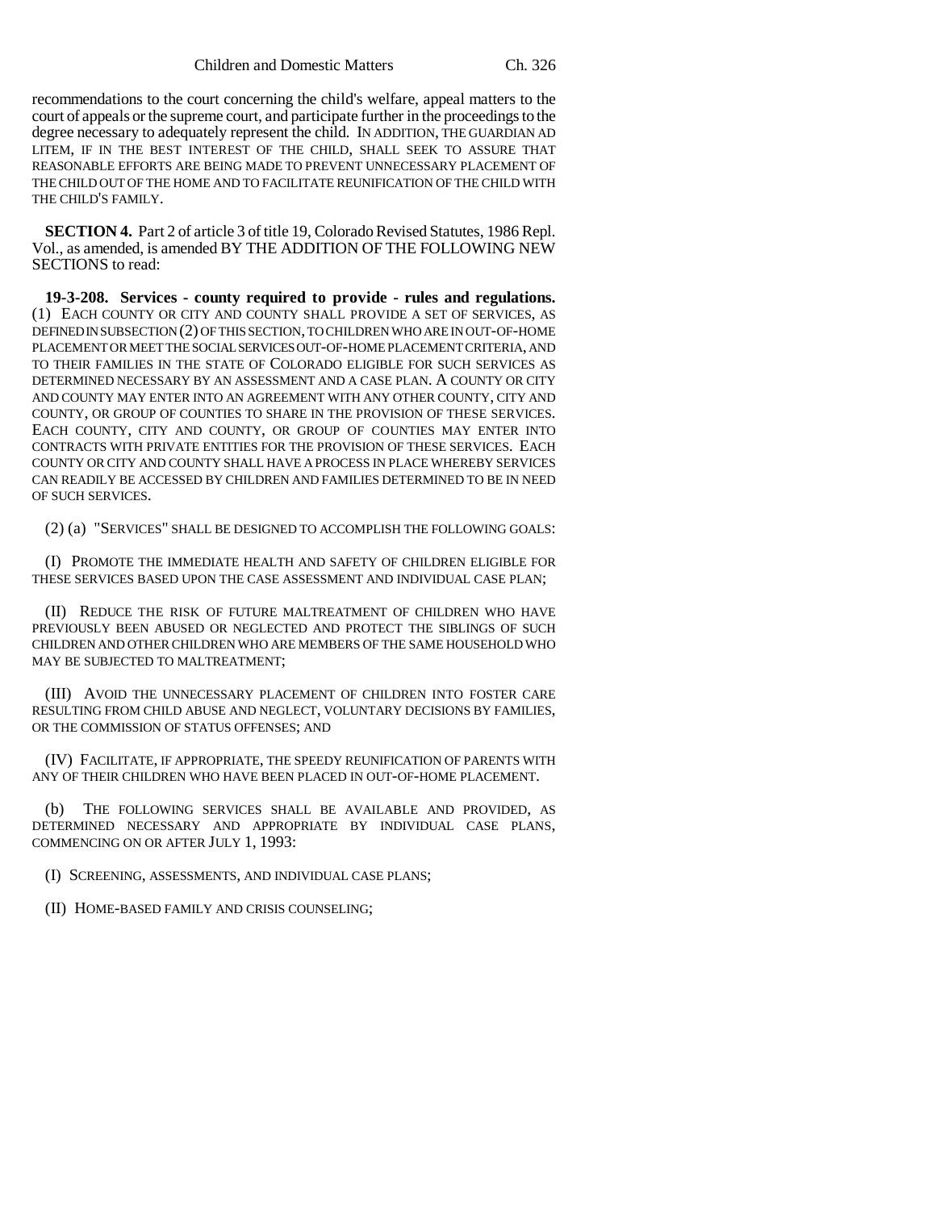recommendations to the court concerning the child's welfare, appeal matters to the court of appeals or the supreme court, and participate further in the proceedings to the degree necessary to adequately represent the child. IN ADDITION, THE GUARDIAN AD LITEM, IF IN THE BEST INTEREST OF THE CHILD, SHALL SEEK TO ASSURE THAT REASONABLE EFFORTS ARE BEING MADE TO PREVENT UNNECESSARY PLACEMENT OF THE CHILD OUT OF THE HOME AND TO FACILITATE REUNIFICATION OF THE CHILD WITH THE CHILD'S FAMILY.

**SECTION 4.** Part 2 of article 3 of title 19, Colorado Revised Statutes, 1986 Repl. Vol., as amended, is amended BY THE ADDITION OF THE FOLLOWING NEW SECTIONS to read:

**19-3-208. Services - county required to provide - rules and regulations.** (1) EACH COUNTY OR CITY AND COUNTY SHALL PROVIDE A SET OF SERVICES, AS DEFINED IN SUBSECTION (2) OF THIS SECTION, TO CHILDREN WHO ARE IN OUT-OF-HOME PLACEMENT OR MEET THE SOCIAL SERVICES OUT-OF-HOME PLACEMENT CRITERIA, AND TO THEIR FAMILIES IN THE STATE OF COLORADO ELIGIBLE FOR SUCH SERVICES AS DETERMINED NECESSARY BY AN ASSESSMENT AND A CASE PLAN. A COUNTY OR CITY AND COUNTY MAY ENTER INTO AN AGREEMENT WITH ANY OTHER COUNTY, CITY AND COUNTY, OR GROUP OF COUNTIES TO SHARE IN THE PROVISION OF THESE SERVICES. EACH COUNTY, CITY AND COUNTY, OR GROUP OF COUNTIES MAY ENTER INTO CONTRACTS WITH PRIVATE ENTITIES FOR THE PROVISION OF THESE SERVICES. EACH COUNTY OR CITY AND COUNTY SHALL HAVE A PROCESS IN PLACE WHEREBY SERVICES CAN READILY BE ACCESSED BY CHILDREN AND FAMILIES DETERMINED TO BE IN NEED OF SUCH SERVICES.

(2) (a) "SERVICES" SHALL BE DESIGNED TO ACCOMPLISH THE FOLLOWING GOALS:

(I) PROMOTE THE IMMEDIATE HEALTH AND SAFETY OF CHILDREN ELIGIBLE FOR THESE SERVICES BASED UPON THE CASE ASSESSMENT AND INDIVIDUAL CASE PLAN;

(II) REDUCE THE RISK OF FUTURE MALTREATMENT OF CHILDREN WHO HAVE PREVIOUSLY BEEN ABUSED OR NEGLECTED AND PROTECT THE SIBLINGS OF SUCH CHILDREN AND OTHER CHILDREN WHO ARE MEMBERS OF THE SAME HOUSEHOLD WHO MAY BE SUBJECTED TO MALTREATMENT;

(III) AVOID THE UNNECESSARY PLACEMENT OF CHILDREN INTO FOSTER CARE RESULTING FROM CHILD ABUSE AND NEGLECT, VOLUNTARY DECISIONS BY FAMILIES, OR THE COMMISSION OF STATUS OFFENSES; AND

(IV) FACILITATE, IF APPROPRIATE, THE SPEEDY REUNIFICATION OF PARENTS WITH ANY OF THEIR CHILDREN WHO HAVE BEEN PLACED IN OUT-OF-HOME PLACEMENT.

(b) THE FOLLOWING SERVICES SHALL BE AVAILABLE AND PROVIDED, AS DETERMINED NECESSARY AND APPROPRIATE BY INDIVIDUAL CASE PLANS, COMMENCING ON OR AFTER JULY 1, 1993:

(I) SCREENING, ASSESSMENTS, AND INDIVIDUAL CASE PLANS;

(II) HOME-BASED FAMILY AND CRISIS COUNSELING;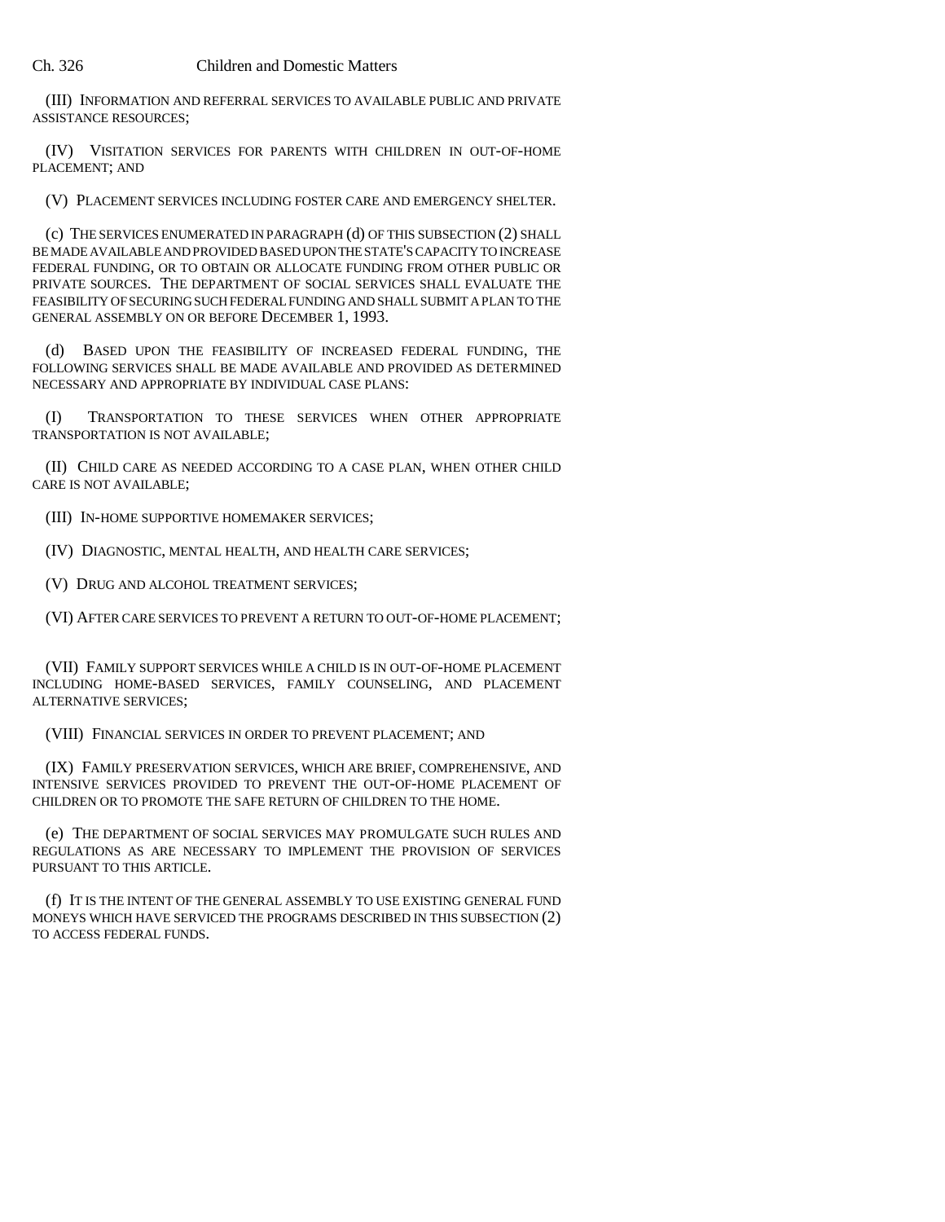(III) INFORMATION AND REFERRAL SERVICES TO AVAILABLE PUBLIC AND PRIVATE ASSISTANCE RESOURCES;

(IV) VISITATION SERVICES FOR PARENTS WITH CHILDREN IN OUT-OF-HOME PLACEMENT; AND

(V) PLACEMENT SERVICES INCLUDING FOSTER CARE AND EMERGENCY SHELTER.

(c) THE SERVICES ENUMERATED IN PARAGRAPH (d) OF THIS SUBSECTION (2) SHALL BE MADE AVAILABLE AND PROVIDED BASED UPON THE STATE'S CAPACITY TO INCREASE FEDERAL FUNDING, OR TO OBTAIN OR ALLOCATE FUNDING FROM OTHER PUBLIC OR PRIVATE SOURCES. THE DEPARTMENT OF SOCIAL SERVICES SHALL EVALUATE THE FEASIBILITY OF SECURING SUCH FEDERAL FUNDING AND SHALL SUBMIT A PLAN TO THE GENERAL ASSEMBLY ON OR BEFORE DECEMBER 1, 1993.

(d) BASED UPON THE FEASIBILITY OF INCREASED FEDERAL FUNDING, THE FOLLOWING SERVICES SHALL BE MADE AVAILABLE AND PROVIDED AS DETERMINED NECESSARY AND APPROPRIATE BY INDIVIDUAL CASE PLANS:

(I) TRANSPORTATION TO THESE SERVICES WHEN OTHER APPROPRIATE TRANSPORTATION IS NOT AVAILABLE;

(II) CHILD CARE AS NEEDED ACCORDING TO A CASE PLAN, WHEN OTHER CHILD CARE IS NOT AVAILABLE;

(III) IN-HOME SUPPORTIVE HOMEMAKER SERVICES;

(IV) DIAGNOSTIC, MENTAL HEALTH, AND HEALTH CARE SERVICES;

(V) DRUG AND ALCOHOL TREATMENT SERVICES;

(VI) AFTER CARE SERVICES TO PREVENT A RETURN TO OUT-OF-HOME PLACEMENT;

(VII) FAMILY SUPPORT SERVICES WHILE A CHILD IS IN OUT-OF-HOME PLACEMENT INCLUDING HOME-BASED SERVICES, FAMILY COUNSELING, AND PLACEMENT ALTERNATIVE SERVICES;

(VIII) FINANCIAL SERVICES IN ORDER TO PREVENT PLACEMENT; AND

(IX) FAMILY PRESERVATION SERVICES, WHICH ARE BRIEF, COMPREHENSIVE, AND INTENSIVE SERVICES PROVIDED TO PREVENT THE OUT-OF-HOME PLACEMENT OF CHILDREN OR TO PROMOTE THE SAFE RETURN OF CHILDREN TO THE HOME.

(e) THE DEPARTMENT OF SOCIAL SERVICES MAY PROMULGATE SUCH RULES AND REGULATIONS AS ARE NECESSARY TO IMPLEMENT THE PROVISION OF SERVICES PURSUANT TO THIS ARTICLE.

(f) IT IS THE INTENT OF THE GENERAL ASSEMBLY TO USE EXISTING GENERAL FUND MONEYS WHICH HAVE SERVICED THE PROGRAMS DESCRIBED IN THIS SUBSECTION (2) TO ACCESS FEDERAL FUNDS.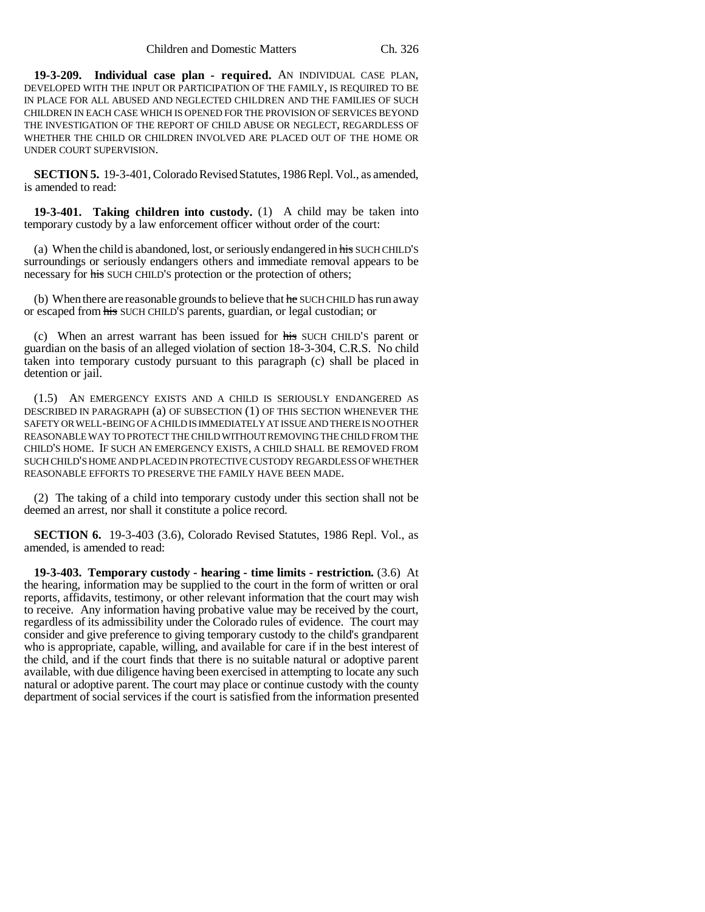**19-3-209. Individual case plan - required.** AN INDIVIDUAL CASE PLAN, DEVELOPED WITH THE INPUT OR PARTICIPATION OF THE FAMILY, IS REQUIRED TO BE IN PLACE FOR ALL ABUSED AND NEGLECTED CHILDREN AND THE FAMILIES OF SUCH CHILDREN IN EACH CASE WHICH IS OPENED FOR THE PROVISION OF SERVICES BEYOND THE INVESTIGATION OF THE REPORT OF CHILD ABUSE OR NEGLECT, REGARDLESS OF WHETHER THE CHILD OR CHILDREN INVOLVED ARE PLACED OUT OF THE HOME OR UNDER COURT SUPERVISION.

**SECTION 5.** 19-3-401, Colorado Revised Statutes, 1986 Repl. Vol., as amended, is amended to read:

**19-3-401. Taking children into custody.** (1) A child may be taken into temporary custody by a law enforcement officer without order of the court:

(a) When the child is abandoned, lost, or seriously endangered in ~~his~~ SUCH CHILD'S surroundings or seriously endangers others and immediate removal appears to be necessary for ~~his~~ SUCH CHILD'S protection or the protection of others;

(b) When there are reasonable grounds to believe that ~~he~~ SUCH CHILD has run away or escaped from ~~his~~ SUCH CHILD'S parents, guardian, or legal custodian; or

(c) When an arrest warrant has been issued for ~~his~~ SUCH CHILD'S parent or guardian on the basis of an alleged violation of section 18-3-304, C.R.S. No child taken into temporary custody pursuant to this paragraph (c) shall be placed in detention or jail.

(1.5) AN EMERGENCY EXISTS AND A CHILD IS SERIOUSLY ENDANGERED AS DESCRIBED IN PARAGRAPH (a) OF SUBSECTION (1) OF THIS SECTION WHENEVER THE SAFETY OR WELL-BEING OF A CHILD IS IMMEDIATELY AT ISSUE AND THERE IS NO OTHER REASONABLE WAY TO PROTECT THE CHILD WITHOUT REMOVING THE CHILD FROM THE CHILD'S HOME. IF SUCH AN EMERGENCY EXISTS, A CHILD SHALL BE REMOVED FROM SUCH CHILD'S HOME AND PLACED IN PROTECTIVE CUSTODY REGARDLESS OF WHETHER REASONABLE EFFORTS TO PRESERVE THE FAMILY HAVE BEEN MADE.

(2) The taking of a child into temporary custody under this section shall not be deemed an arrest, nor shall it constitute a police record.

**SECTION 6.** 19-3-403 (3.6), Colorado Revised Statutes, 1986 Repl. Vol., as amended, is amended to read:

**19-3-403. Temporary custody - hearing - time limits - restriction.** (3.6) At the hearing, information may be supplied to the court in the form of written or oral reports, affidavits, testimony, or other relevant information that the court may wish to receive. Any information having probative value may be received by the court, regardless of its admissibility under the Colorado rules of evidence. The court may consider and give preference to giving temporary custody to the child's grandparent who is appropriate, capable, willing, and available for care if in the best interest of the child, and if the court finds that there is no suitable natural or adoptive parent available, with due diligence having been exercised in attempting to locate any such natural or adoptive parent. The court may place or continue custody with the county department of social services if the court is satisfied from the information presented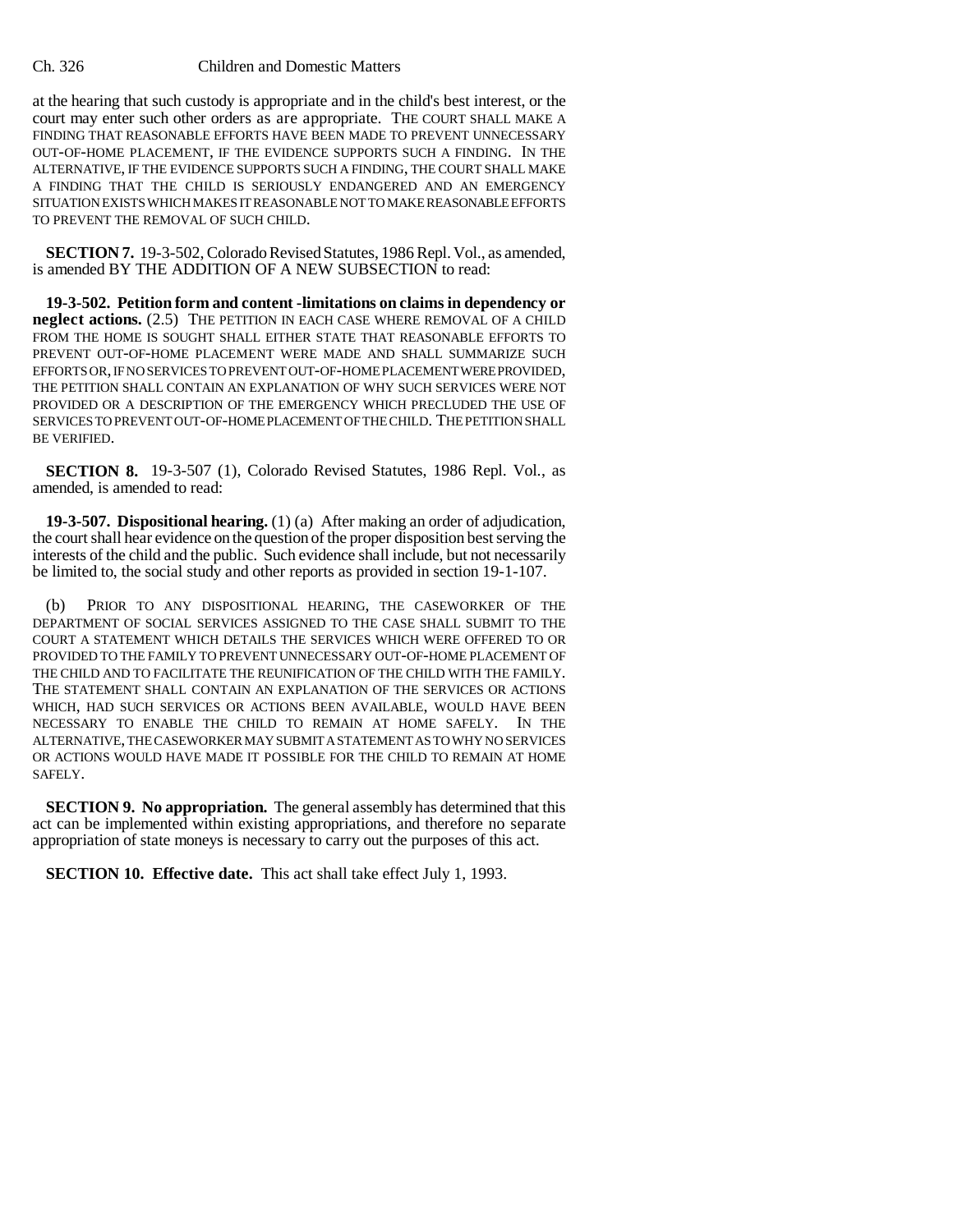at the hearing that such custody is appropriate and in the child's best interest, or the court may enter such other orders as are appropriate. THE COURT SHALL MAKE A FINDING THAT REASONABLE EFFORTS HAVE BEEN MADE TO PREVENT UNNECESSARY OUT-OF-HOME PLACEMENT, IF THE EVIDENCE SUPPORTS SUCH A FINDING. IN THE ALTERNATIVE, IF THE EVIDENCE SUPPORTS SUCH A FINDING, THE COURT SHALL MAKE A FINDING THAT THE CHILD IS SERIOUSLY ENDANGERED AND AN EMERGENCY SITUATION EXISTS WHICH MAKES IT REASONABLE NOT TO MAKE REASONABLE EFFORTS TO PREVENT THE REMOVAL OF SUCH CHILD.

**SECTION 7.** 19-3-502, Colorado Revised Statutes, 1986 Repl. Vol., as amended, is amended BY THE ADDITION OF A NEW SUBSECTION to read:

**19-3-502. Petition form and content - limitations on claims in dependency or neglect actions.** (2.5) THE PETITION IN EACH CASE WHERE REMOVAL OF A CHILD FROM THE HOME IS SOUGHT SHALL EITHER STATE THAT REASONABLE EFFORTS TO PREVENT OUT-OF-HOME PLACEMENT WERE MADE AND SHALL SUMMARIZE SUCH EFFORTS OR, IF NO SERVICES TO PREVENT OUT-OF-HOME PLACEMENT WERE PROVIDED, THE PETITION SHALL CONTAIN AN EXPLANATION OF WHY SUCH SERVICES WERE NOT PROVIDED OR A DESCRIPTION OF THE EMERGENCY WHICH PRECLUDED THE USE OF SERVICES TO PREVENT OUT-OF-HOME PLACEMENT OF THE CHILD. THE PETITION SHALL BE VERIFIED.

**SECTION 8.** 19-3-507 (1), Colorado Revised Statutes, 1986 Repl. Vol., as amended, is amended to read:

**19-3-507. Dispositional hearing.** (1) (a) After making an order of adjudication, the court shall hear evidence on the question of the proper disposition best serving the interests of the child and the public. Such evidence shall include, but not necessarily be limited to, the social study and other reports as provided in section 19-1-107.

(b) PRIOR TO ANY DISPOSITIONAL HEARING, THE CASEWORKER OF THE DEPARTMENT OF SOCIAL SERVICES ASSIGNED TO THE CASE SHALL SUBMIT TO THE COURT A STATEMENT WHICH DETAILS THE SERVICES WHICH WERE OFFERED TO OR PROVIDED TO THE FAMILY TO PREVENT UNNECESSARY OUT-OF-HOME PLACEMENT OF THE CHILD AND TO FACILITATE THE REUNIFICATION OF THE CHILD WITH THE FAMILY. THE STATEMENT SHALL CONTAIN AN EXPLANATION OF THE SERVICES OR ACTIONS WHICH, HAD SUCH SERVICES OR ACTIONS BEEN AVAILABLE, WOULD HAVE BEEN NECESSARY TO ENABLE THE CHILD TO REMAIN AT HOME SAFELY. IN THE ALTERNATIVE, THE CASEWORKER MAY SUBMIT A STATEMENT AS TO WHY NO SERVICES OR ACTIONS WOULD HAVE MADE IT POSSIBLE FOR THE CHILD TO REMAIN AT HOME SAFELY.

**SECTION 9. No appropriation.** The general assembly has determined that this act can be implemented within existing appropriations, and therefore no separate appropriation of state moneys is necessary to carry out the purposes of this act.

**SECTION 10. Effective date.** This act shall take effect July 1, 1993.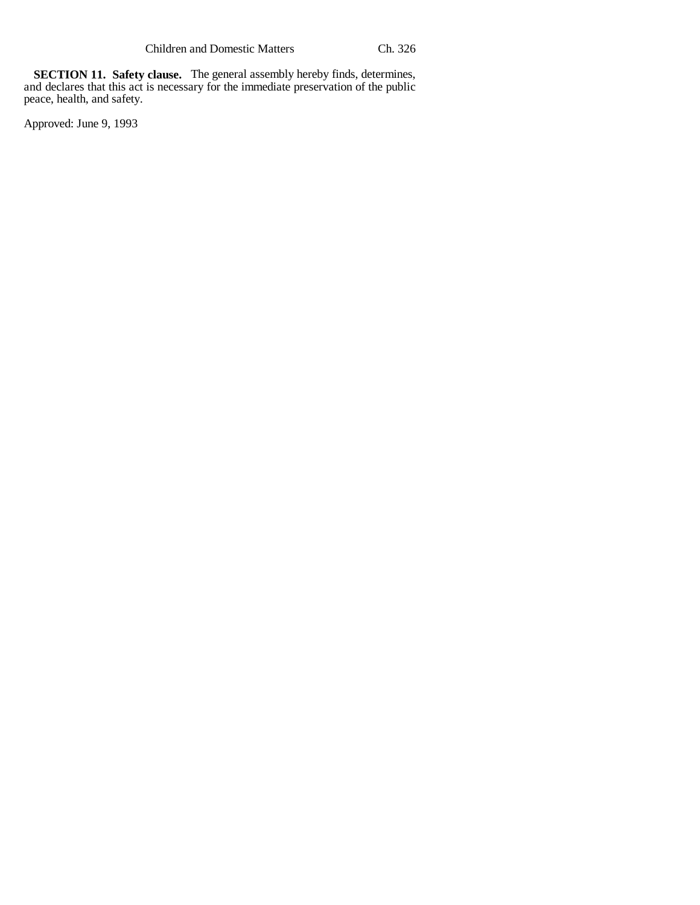**SECTION 11. Safety clause.** The general assembly hereby finds, determines, and declares that this act is necessary for the immediate preservation of the public peace, health, and safety.

Approved: June 9, 1993